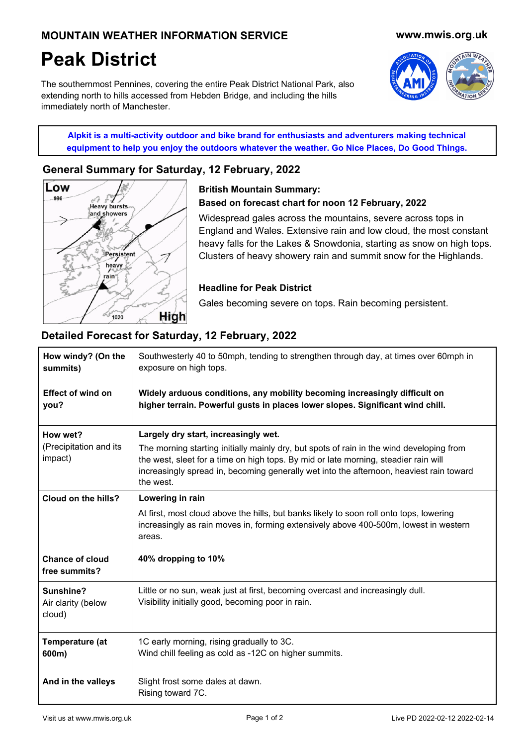**MOUNTAIN WEATHER INFORMATION SERVICE** — www.mwis.org.uk

# Peak District

The southernmost Pennines, covering the entire Peak District National Park, also extending north to hills accessed from Hebden Bridge, and including the hills immediately north of Manchester.

**Alpkit is a multi-activity outdoor and bike brand for enthusiasts and adventurers making technical equipment to help you enjoy the outdoors whatever the weather. Go Nice Places, Do Good Things.**

## General Summary for Saturday, 12 February, 2022

Low
996
Heavy bursts and showers
Persistent heavy rain
1020
High

### British Mountain Summary:

**Based on forecast chart for noon 12 February, 2022**

Widespread gales across the mountains, severe across tops in England and Wales. Extensive rain and low cloud, the most constant heavy falls for the Lakes & Snowdonia, starting as snow on high tops. Clusters of heavy showery rain and summit snow for the Highlands.

### Headline for Peak District

Gales becoming severe on tops. Rain becoming persistent.

## Detailed Forecast for Saturday, 12 February, 2022

| | |
|---|---|
| **How windy? (On the summits)** | Southwesterly 40 to 50mph, tending to strengthen through day, at times over 60mph in exposure on high tops. |
| **Effect of wind on you?** | **Widely arduous conditions, any mobility becoming increasingly difficult on higher terrain. Powerful gusts in places lower slopes. Significant wind chill.** |
| **How wet?** (Precipitation and its impact) | **Largely dry start, increasingly wet.** The morning starting initially mainly dry, but spots of rain in the wind developing from the west, sleet for a time on high tops. By mid or late morning, steadier rain will increasingly spread in, becoming generally wet into the afternoon, heaviest rain toward the west. |
| **Cloud on the hills?** | **Lowering in rain** At first, most cloud above the hills, but banks likely to soon roll onto tops, lowering increasingly as rain moves in, forming extensively above 400-500m, lowest in western areas. |
| **Chance of cloud free summits?** | **40% dropping to 10%** |
| **Sunshine?** Air clarity (below cloud) | Little or no sun, weak just at first, becoming overcast and increasingly dull. Visibility initially good, becoming poor in rain. |
| **Temperature (at 600m)** | 1C early morning, rising gradually to 3C. Wind chill feeling as cold as -12C on higher summits. |
| **And in the valleys** | Slight frost some dales at dawn. Rising toward 7C. |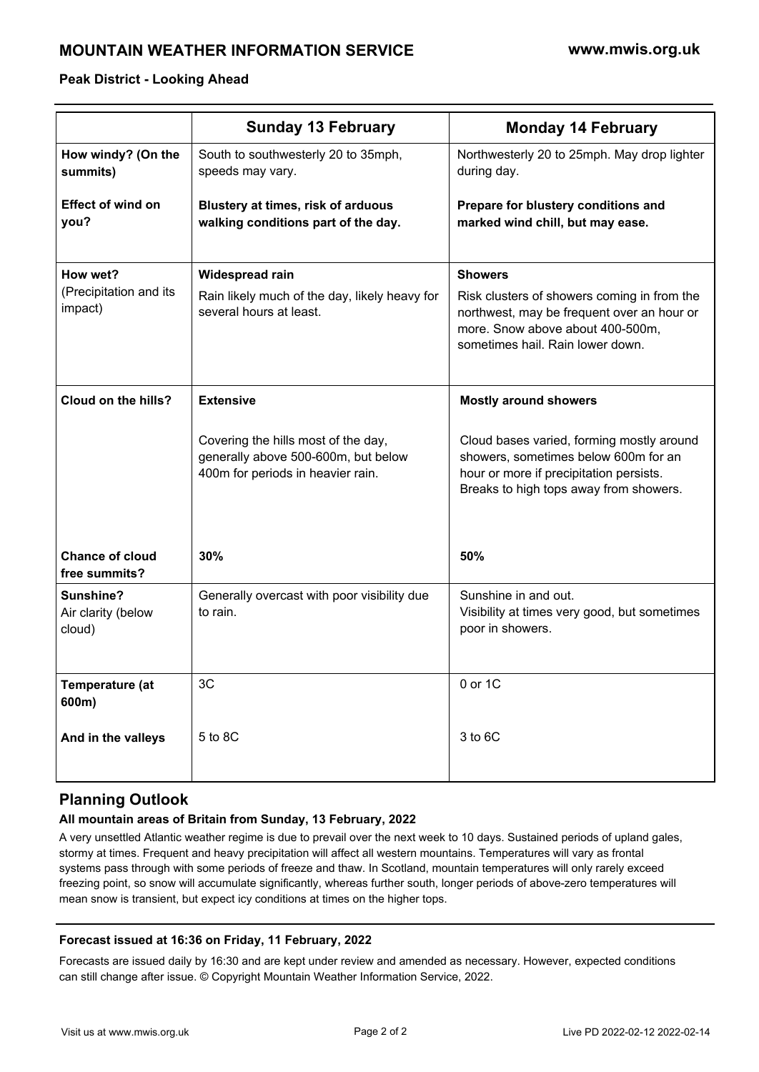# MOUNTAIN WEATHER INFORMATION SERVICE

www.mwis.org.uk

**Peak District - Looking Ahead**

| | **Sunday 13 February** | **Monday 14 February** |
|---|---|---|
| **How windy? (On the summits)** | South to southwesterly 20 to 35mph, speeds may vary. | Northwesterly 20 to 25mph. May drop lighter during day. |
| **Effect of wind on you?** | **Blustery at times, risk of arduous walking conditions part of the day.** | **Prepare for blustery conditions and marked wind chill, but may ease.** |
| **How wet?** (Precipitation and its impact) | **Widespread rain** Rain likely much of the day, likely heavy for several hours at least. | **Showers** Risk clusters of showers coming in from the northwest, may be frequent over an hour or more. Snow above about 400-500m, sometimes hail. Rain lower down. |
| **Cloud on the hills?** | **Extensive** Covering the hills most of the day, generally above 500-600m, but below 400m for periods in heavier rain. | **Mostly around showers** Cloud bases varied, forming mostly around showers, sometimes below 600m for an hour or more if precipitation persists. Breaks to high tops away from showers. |
| **Chance of cloud free summits?** | **30%** | **50%** |
| **Sunshine?** Air clarity (below cloud) | Generally overcast with poor visibility due to rain. | Sunshine in and out. Visibility at times very good, but sometimes poor in showers. |
| **Temperature (at 600m)** | 3C | 0 or 1C |
| **And in the valleys** | 5 to 8C | 3 to 6C |

## Planning Outlook

**All mountain areas of Britain from Sunday, 13 February, 2022**

A very unsettled Atlantic weather regime is due to prevail over the next week to 10 days. Sustained periods of upland gales, stormy at times. Frequent and heavy precipitation will affect all western mountains. Temperatures will vary as frontal systems pass through with some periods of freeze and thaw. In Scotland, mountain temperatures will only rarely exceed freezing point, so snow will accumulate significantly, whereas further south, longer periods of above-zero temperatures will mean snow is transient, but expect icy conditions at times on the higher tops.

**Forecast issued at 16:36 on Friday, 11 February, 2022**

Forecasts are issued daily by 16:30 and are kept under review and amended as necessary. However, expected conditions can still change after issue. © Copyright Mountain Weather Information Service, 2022.